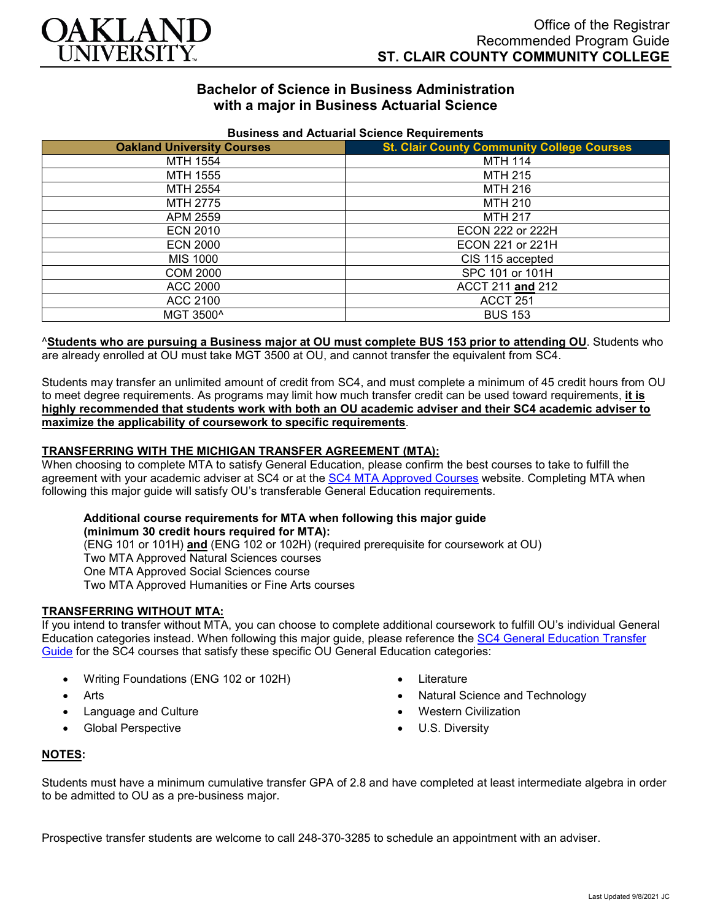OAKLAND UNIVERSITY

Office of the Registrar
Recommended Program Guide
**ST. CLAIR COUNTY COMMUNITY COLLEGE**

# Bachelor of Science in Business Administration with a major in Business Actuarial Science

**Business and Actuarial Science Requirements**

| Oakland University Courses | St. Clair County Community College Courses |
|---|---|
| MTH 1554 | MTH 114 |
| MTH 1555 | MTH 215 |
| MTH 2554 | MTH 216 |
| MTH 2775 | MTH 210 |
| APM 2559 | MTH 217 |
| ECN 2010 | ECON 222 or 222H |
| ECN 2000 | ECON 221 or 221H |
| MIS 1000 | CIS 115 accepted |
| COM 2000 | SPC 101 or 101H |
| ACC 2000 | ACCT 211 **and** 212 |
| ACC 2100 | ACCT 251 |
| MGT 3500^ | BUS 153 |

^**Students who are pursuing a Business major at OU must complete BUS 153 prior to attending OU**. Students who are already enrolled at OU must take MGT 3500 at OU, and cannot transfer the equivalent from SC4.

Students may transfer an unlimited amount of credit from SC4, and must complete a minimum of 45 credit hours from OU to meet degree requirements. As programs may limit how much transfer credit can be used toward requirements, **it is highly recommended that students work with both an OU academic adviser and their SC4 academic adviser to maximize the applicability of coursework to specific requirements**.

## TRANSFERRING WITH THE MICHIGAN TRANSFER AGREEMENT (MTA):

When choosing to complete MTA to satisfy General Education, please confirm the best courses to take to fulfill the agreement with your academic adviser at SC4 or at the SC4 MTA Approved Courses website. Completing MTA when following this major guide will satisfy OU's transferable General Education requirements.

**Additional course requirements for MTA when following this major guide (minimum 30 credit hours required for MTA):**
(ENG 101 or 101H) **and** (ENG 102 or 102H) (required prerequisite for coursework at OU)
Two MTA Approved Natural Sciences courses
One MTA Approved Social Sciences course
Two MTA Approved Humanities or Fine Arts courses

## TRANSFERRING WITHOUT MTA:

If you intend to transfer without MTA, you can choose to complete additional coursework to fulfill OU's individual General Education categories instead. When following this major guide, please reference the SC4 General Education Transfer Guide for the SC4 courses that satisfy these specific OU General Education categories:

- Writing Foundations (ENG 102 or 102H)
- Arts
- Language and Culture
- Global Perspective
- Literature
- Natural Science and Technology
- Western Civilization
- U.S. Diversity

## NOTES:

Students must have a minimum cumulative transfer GPA of 2.8 and have completed at least intermediate algebra in order to be admitted to OU as a pre-business major.

Prospective transfer students are welcome to call 248-370-3285 to schedule an appointment with an adviser.

Last Updated 9/8/2021 JC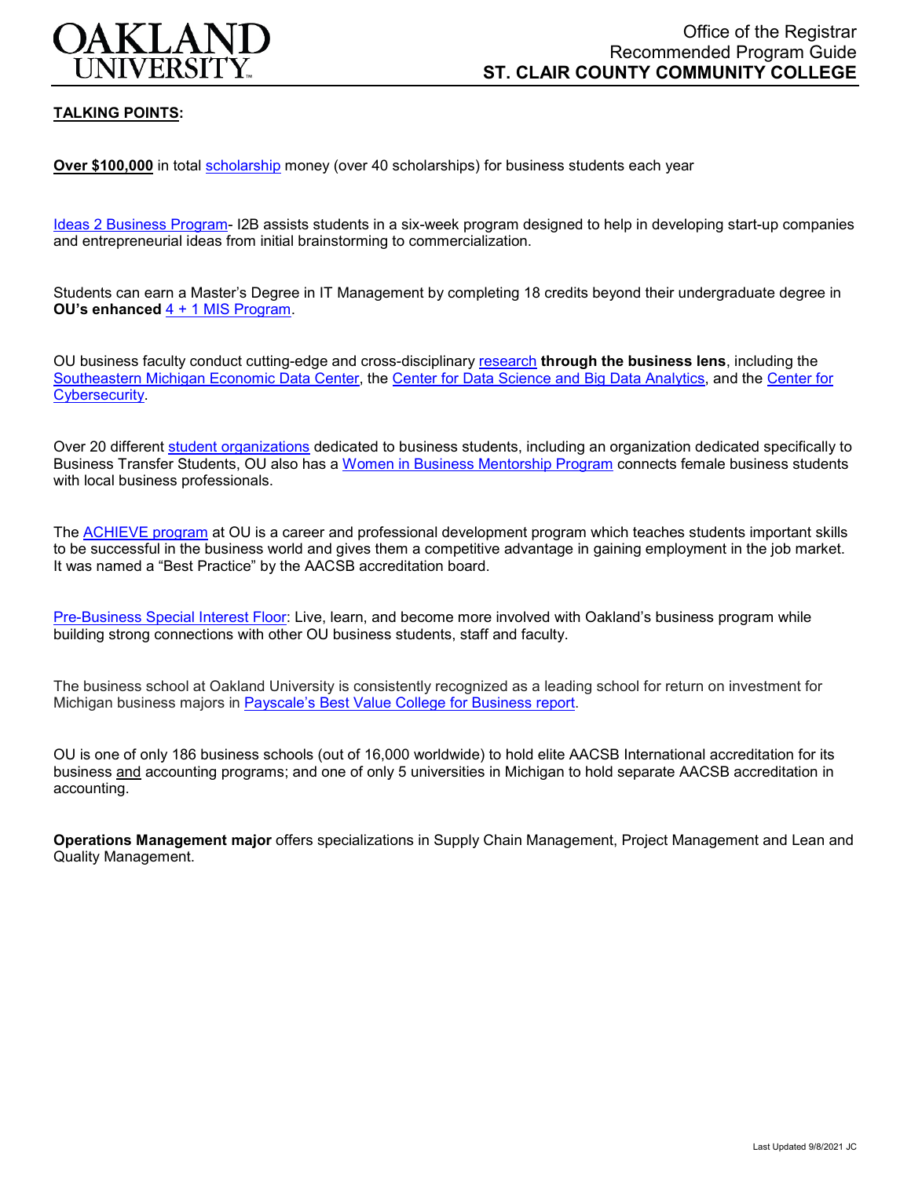**TALKING POINTS:**

**Over $100,000** in total scholarship money (over 40 scholarships) for business students each year

Ideas 2 Business Program- I2B assists students in a six-week program designed to help in developing start-up companies and entrepreneurial ideas from initial brainstorming to commercialization.

Students can earn a Master's Degree in IT Management by completing 18 credits beyond their undergraduate degree in **OU's enhanced** 4 + 1 MIS Program.

OU business faculty conduct cutting-edge and cross-disciplinary research **through the business lens**, including the Southeastern Michigan Economic Data Center, the Center for Data Science and Big Data Analytics, and the Center for Cybersecurity.

Over 20 different student organizations dedicated to business students, including an organization dedicated specifically to Business Transfer Students, OU also has a Women in Business Mentorship Program connects female business students with local business professionals.

The ACHIEVE program at OU is a career and professional development program which teaches students important skills to be successful in the business world and gives them a competitive advantage in gaining employment in the job market. It was named a "Best Practice" by the AACSB accreditation board.

Pre-Business Special Interest Floor: Live, learn, and become more involved with Oakland's business program while building strong connections with other OU business students, staff and faculty.

The business school at Oakland University is consistently recognized as a leading school for return on investment for Michigan business majors in Payscale's Best Value College for Business report.

OU is one of only 186 business schools (out of 16,000 worldwide) to hold elite AACSB International accreditation for its business and accounting programs; and one of only 5 universities in Michigan to hold separate AACSB accreditation in accounting.

**Operations Management major** offers specializations in Supply Chain Management, Project Management and Lean and Quality Management.